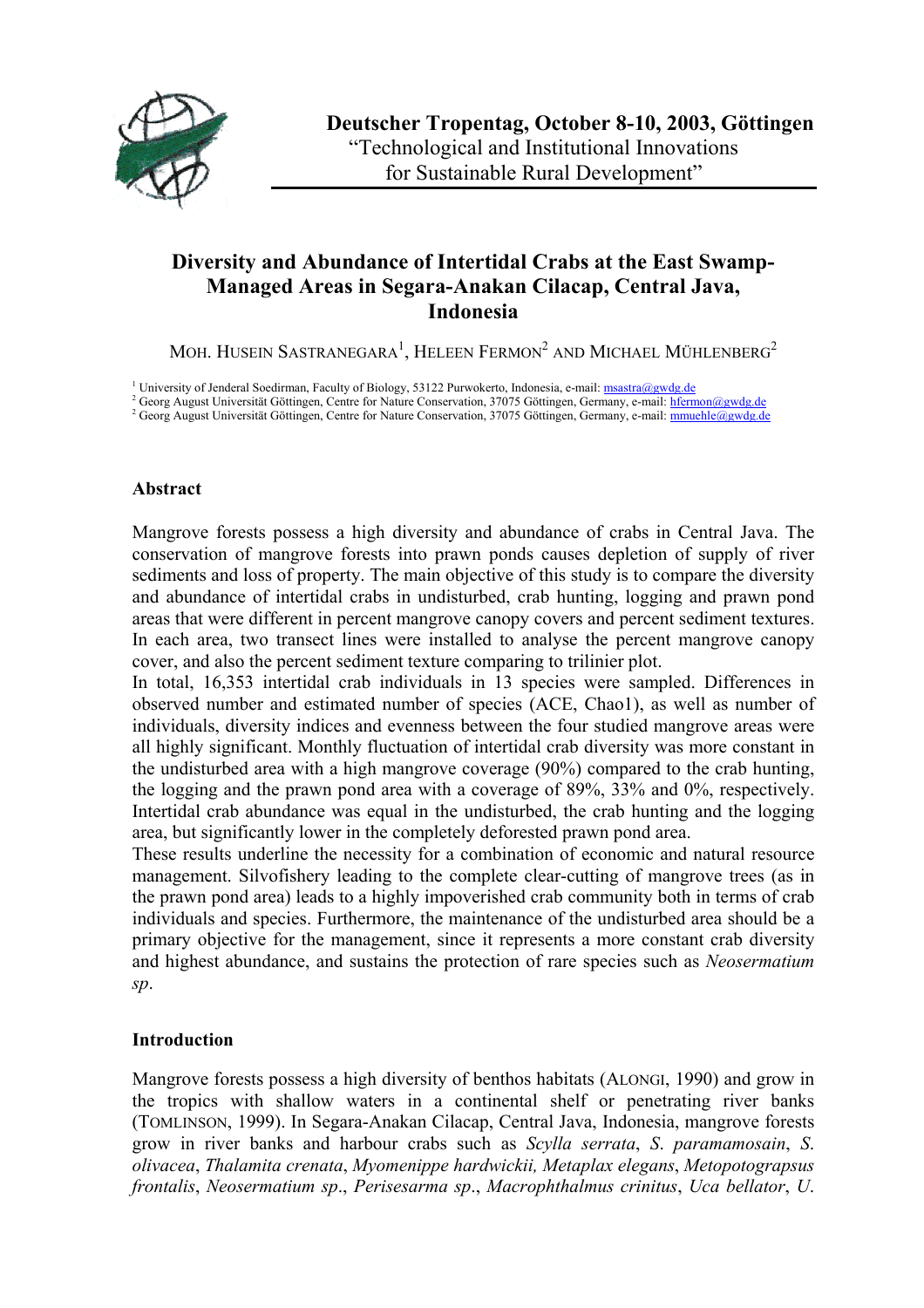**Deutscher Tropentag, October 8-10, 2003, Göttingen**
"Technological and Institutional Innovations for Sustainable Rural Development"

# Diversity and Abundance of Intertidal Crabs at the East Swamp-Managed Areas in Segara-Anakan Cilacap, Central Java, Indonesia

MOH. HUSEIN SASTRANEGARA[1], HELEEN FERMON[2] AND MICHAEL MÜHLENBERG[2]

[1] University of Jenderal Soedirman, Faculty of Biology, 53122 Purwokerto, Indonesia, e-mail: msastra@gwdg.de
[2] Georg August Universität Göttingen, Centre for Nature Conservation, 37075 Göttingen, Germany, e-mail: hfermon@gwdg.de
[2] Georg August Universität Göttingen, Centre for Nature Conservation, 37075 Göttingen, Germany, e-mail: mmuehle@gwdg.de

## Abstract

Mangrove forests possess a high diversity and abundance of crabs in Central Java. The conservation of mangrove forests into prawn ponds causes depletion of supply of river sediments and loss of property. The main objective of this study is to compare the diversity and abundance of intertidal crabs in undisturbed, crab hunting, logging and prawn pond areas that were different in percent mangrove canopy covers and percent sediment textures. In each area, two transect lines were installed to analyse the percent mangrove canopy cover, and also the percent sediment texture comparing to trilinier plot.

In total, 16,353 intertidal crab individuals in 13 species were sampled. Differences in observed number and estimated number of species (ACE, Chao1), as well as number of individuals, diversity indices and evenness between the four studied mangrove areas were all highly significant. Monthly fluctuation of intertidal crab diversity was more constant in the undisturbed area with a high mangrove coverage (90%) compared to the crab hunting, the logging and the prawn pond area with a coverage of 89%, 33% and 0%, respectively. Intertidal crab abundance was equal in the undisturbed, the crab hunting and the logging area, but significantly lower in the completely deforested prawn pond area.

These results underline the necessity for a combination of economic and natural resource management. Silvofishery leading to the complete clear-cutting of mangrove trees (as in the prawn pond area) leads to a highly impoverished crab community both in terms of crab individuals and species. Furthermore, the maintenance of the undisturbed area should be a primary objective for the management, since it represents a more constant crab diversity and highest abundance, and sustains the protection of rare species such as *Neosermatium sp*.

## Introduction

Mangrove forests possess a high diversity of benthos habitats (ALONGI, 1990) and grow in the tropics with shallow waters in a continental shelf or penetrating river banks (TOMLINSON, 1999). In Segara-Anakan Cilacap, Central Java, Indonesia, mangrove forests grow in river banks and harbour crabs such as *Scylla serrata*, *S. paramamosain*, *S. olivacea*, *Thalamita crenata*, *Myomenippe hardwickii, Metaplax elegans*, *Metopotograpsus frontalis*, *Neosermatium sp*., *Perisesarma sp*., *Macrophthalmus crinitus*, *Uca bellator*, *U.*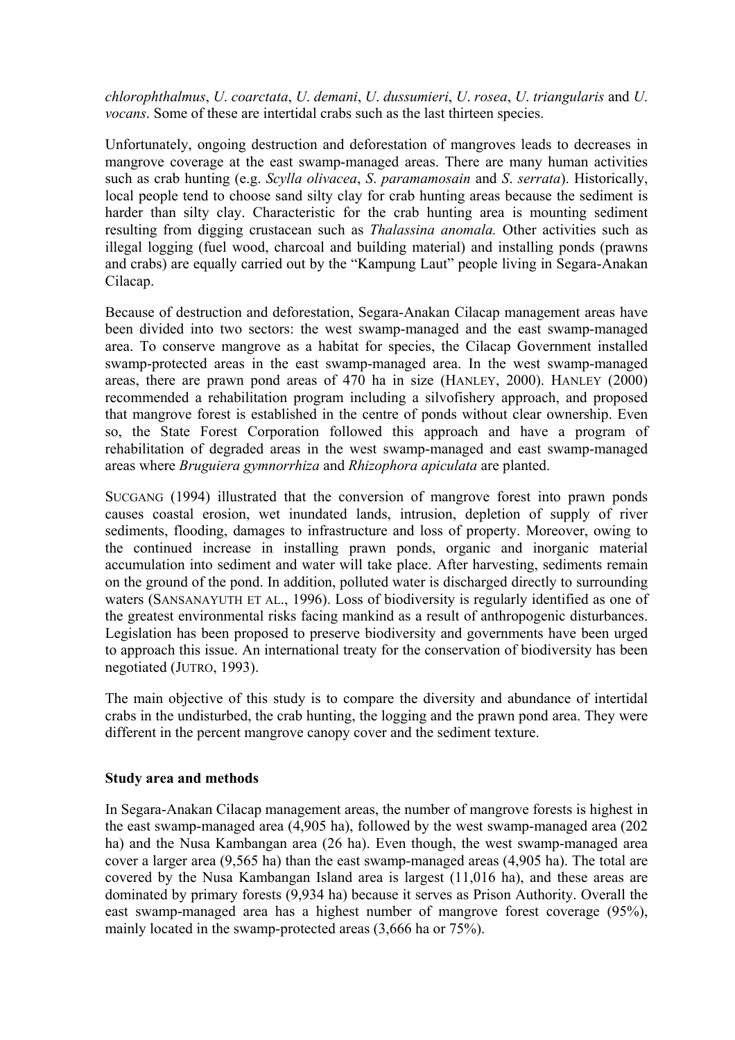*chlorophthalmus*, *U. coarctata*, *U. demani*, *U. dussumieri*, *U. rosea*, *U. triangularis* and *U. vocans*. Some of these are intertidal crabs such as the last thirteen species.

Unfortunately, ongoing destruction and deforestation of mangroves leads to decreases in mangrove coverage at the east swamp-managed areas. There are many human activities such as crab hunting (e.g. *Scylla olivacea*, *S. paramamosain* and *S. serrata*). Historically, local people tend to choose sand silty clay for crab hunting areas because the sediment is harder than silty clay. Characteristic for the crab hunting area is mounting sediment resulting from digging crustacean such as *Thalassina anomala.* Other activities such as illegal logging (fuel wood, charcoal and building material) and installing ponds (prawns and crabs) are equally carried out by the "Kampung Laut" people living in Segara-Anakan Cilacap.

Because of destruction and deforestation, Segara-Anakan Cilacap management areas have been divided into two sectors: the west swamp-managed and the east swamp-managed area. To conserve mangrove as a habitat for species, the Cilacap Government installed swamp-protected areas in the east swamp-managed area. In the west swamp-managed areas, there are prawn pond areas of 470 ha in size (HANLEY, 2000). HANLEY (2000) recommended a rehabilitation program including a silvofishery approach, and proposed that mangrove forest is established in the centre of ponds without clear ownership. Even so, the State Forest Corporation followed this approach and have a program of rehabilitation of degraded areas in the west swamp-managed and east swamp-managed areas where *Bruguiera gymnorrhiza* and *Rhizophora apiculata* are planted.

SUCGANG (1994) illustrated that the conversion of mangrove forest into prawn ponds causes coastal erosion, wet inundated lands, intrusion, depletion of supply of river sediments, flooding, damages to infrastructure and loss of property. Moreover, owing to the continued increase in installing prawn ponds, organic and inorganic material accumulation into sediment and water will take place. After harvesting, sediments remain on the ground of the pond. In addition, polluted water is discharged directly to surrounding waters (SANSANAYUTH ET AL., 1996). Loss of biodiversity is regularly identified as one of the greatest environmental risks facing mankind as a result of anthropogenic disturbances. Legislation has been proposed to preserve biodiversity and governments have been urged to approach this issue. An international treaty for the conservation of biodiversity has been negotiated (JUTRO, 1993).

The main objective of this study is to compare the diversity and abundance of intertidal crabs in the undisturbed, the crab hunting, the logging and the prawn pond area. They were different in the percent mangrove canopy cover and the sediment texture.

## Study area and methods

In Segara-Anakan Cilacap management areas, the number of mangrove forests is highest in the east swamp-managed area (4,905 ha), followed by the west swamp-managed area (202 ha) and the Nusa Kambangan area (26 ha). Even though, the west swamp-managed area cover a larger area (9,565 ha) than the east swamp-managed areas (4,905 ha). The total are covered by the Nusa Kambangan Island area is largest (11,016 ha), and these areas are dominated by primary forests (9,934 ha) because it serves as Prison Authority. Overall the east swamp-managed area has a highest number of mangrove forest coverage (95%), mainly located in the swamp-protected areas (3,666 ha or 75%).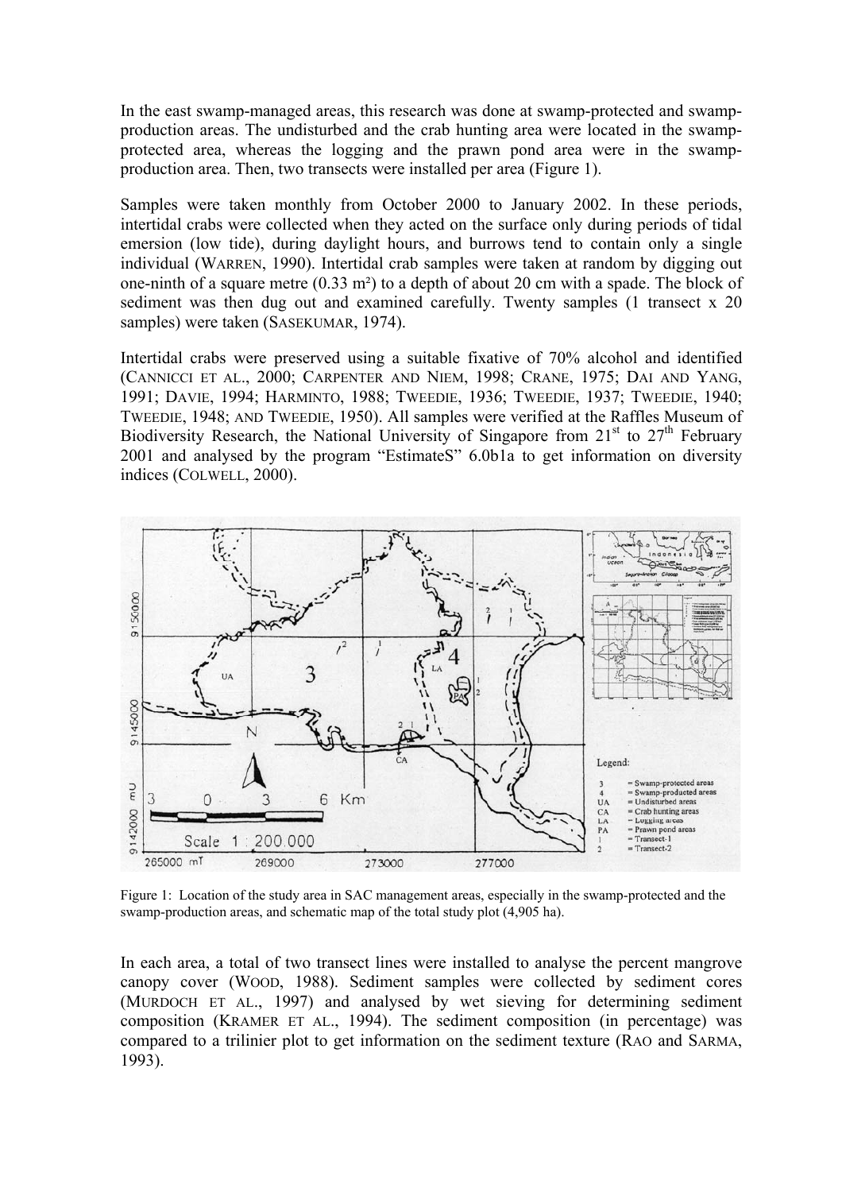In the east swamp-managed areas, this research was done at swamp-protected and swamp-production areas. The undisturbed and the crab hunting area were located in the swamp-protected area, whereas the logging and the prawn pond area were in the swamp-production area. Then, two transects were installed per area (Figure 1).

Samples were taken monthly from October 2000 to January 2002. In these periods, intertidal crabs were collected when they acted on the surface only during periods of tidal emersion (low tide), during daylight hours, and burrows tend to contain only a single individual (WARREN, 1990). Intertidal crab samples were taken at random by digging out one-ninth of a square metre (0.33 m²) to a depth of about 20 cm with a spade. The block of sediment was then dug out and examined carefully. Twenty samples (1 transect x 20 samples) were taken (SASEKUMAR, 1974).

Intertidal crabs were preserved using a suitable fixative of 70% alcohol and identified (CANNICCI ET AL., 2000; CARPENTER AND NIEM, 1998; CRANE, 1975; DAI AND YANG, 1991; DAVIE, 1994; HARMINTO, 1988; TWEEDIE, 1936; TWEEDIE, 1937; TWEEDIE, 1940; TWEEDIE, 1948; AND TWEEDIE, 1950). All samples were verified at the Raffles Museum of Biodiversity Research, the National University of Singapore from 21st to 27th February 2001 and analysed by the program "EstimateS" 6.0b1a to get information on diversity indices (COLWELL, 2000).

Figure 1: Location of the study area in SAC management areas, especially in the swamp-protected and the swamp-production areas, and schematic map of the total study plot (4,905 ha).

In each area, a total of two transect lines were installed to analyse the percent mangrove canopy cover (WOOD, 1988). Sediment samples were collected by sediment cores (MURDOCH ET AL., 1997) and analysed by wet sieving for determining sediment composition (KRAMER ET AL., 1994). The sediment composition (in percentage) was compared to a trilinier plot to get information on the sediment texture (RAO and SARMA, 1993).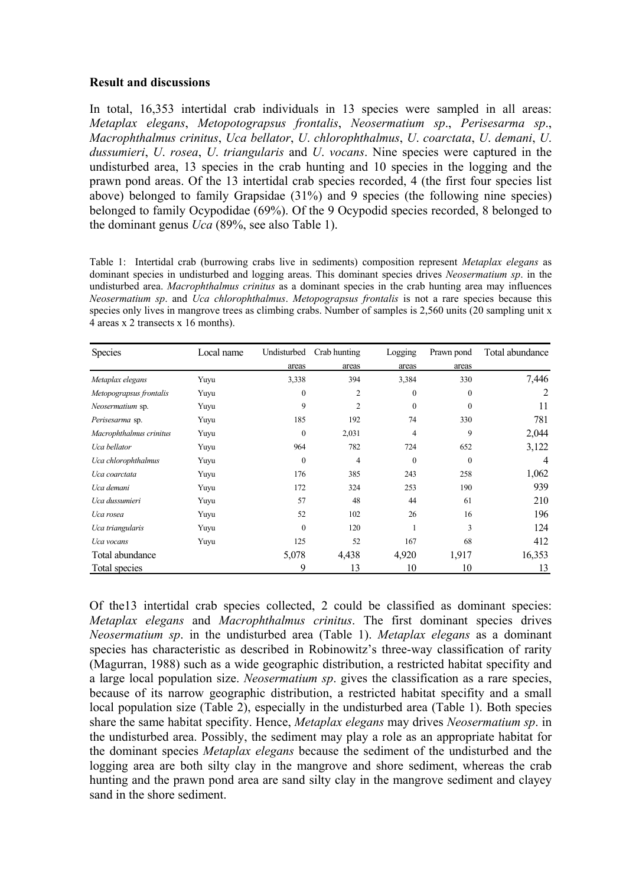**Result and discussions**

In total, 16,353 intertidal crab individuals in 13 species were sampled in all areas: *Metaplax elegans*, *Metopotograpsus frontalis*, *Neosermatium sp*., *Perisesarma sp*., *Macrophthalmus crinitus*, *Uca bellator*, *U. chlorophthalmus*, *U. coarctata*, *U. demani*, *U. dussumieri*, *U. rosea*, *U. triangularis* and *U. vocans*. Nine species were captured in the undisturbed area, 13 species in the crab hunting and 10 species in the logging and the prawn pond areas. Of the 13 intertidal crab species recorded, 4 (the first four species list above) belonged to family Grapsidae (31%) and 9 species (the following nine species) belonged to family Ocypodidae (69%). Of the 9 Ocypodid species recorded, 8 belonged to the dominant genus *Uca* (89%, see also Table 1).

Table 1: Intertidal crab (burrowing crabs live in sediments) composition represent *Metaplax elegans* as dominant species in undisturbed and logging areas. This dominant species drives *Neosermatium sp*. in the undisturbed area. *Macrophthalmus crinitus* as a dominant species in the crab hunting area may influences *Neosermatium sp*. and *Uca chlorophthalmus*. *Metopograpsus frontalis* is not a rare species because this species only lives in mangrove trees as climbing crabs. Number of samples is 2,560 units (20 sampling unit x 4 areas x 2 transects x 16 months).

| Species | Local name | Undisturbed areas | Crab hunting areas | Logging areas | Prawn pond areas | Total abundance |
|---|---|---|---|---|---|---|
| *Metaplax elegans* | Yuyu | 3,338 | 394 | 3,384 | 330 | 7,446 |
| *Metopograpsus frontalis* | Yuyu | 0 | 2 | 0 | 0 | 2 |
| *Neosermatium* sp. | Yuyu | 9 | 2 | 0 | 0 | 11 |
| *Perisesarma* sp. | Yuyu | 185 | 192 | 74 | 330 | 781 |
| *Macrophthalmus crinitus* | Yuyu | 0 | 2,031 | 4 | 9 | 2,044 |
| *Uca bellator* | Yuyu | 964 | 782 | 724 | 652 | 3,122 |
| *Uca chlorophthalmus* | Yuyu | 0 | 4 | 0 | 0 | 4 |
| *Uca coarctata* | Yuyu | 176 | 385 | 243 | 258 | 1,062 |
| *Uca demani* | Yuyu | 172 | 324 | 253 | 190 | 939 |
| *Uca dussumieri* | Yuyu | 57 | 48 | 44 | 61 | 210 |
| *Uca rosea* | Yuyu | 52 | 102 | 26 | 16 | 196 |
| *Uca triangularis* | Yuyu | 0 | 120 | 1 | 3 | 124 |
| *Uca vocans* | Yuyu | 125 | 52 | 167 | 68 | 412 |
| Total abundance | | 5,078 | 4,438 | 4,920 | 1,917 | 16,353 |
| Total species | | 9 | 13 | 10 | 10 | 13 |

Of the13 intertidal crab species collected, 2 could be classified as dominant species: *Metaplax elegans* and *Macrophthalmus crinitus*. The first dominant species drives *Neosermatium sp*. in the undisturbed area (Table 1). *Metaplax elegans* as a dominant species has characteristic as described in Robinowitz's three-way classification of rarity (Magurran, 1988) such as a wide geographic distribution, a restricted habitat specifity and a large local population size. *Neosermatium sp*. gives the classification as a rare species, because of its narrow geographic distribution, a restricted habitat specifity and a small local population size (Table 2), especially in the undisturbed area (Table 1). Both species share the same habitat specifity. Hence, *Metaplax elegans* may drives *Neosermatium sp*. in the undisturbed area. Possibly, the sediment may play a role as an appropriate habitat for the dominant species *Metaplax elegans* because the sediment of the undisturbed and the logging area are both silty clay in the mangrove and shore sediment, whereas the crab hunting and the prawn pond area are sand silty clay in the mangrove sediment and clayey sand in the shore sediment.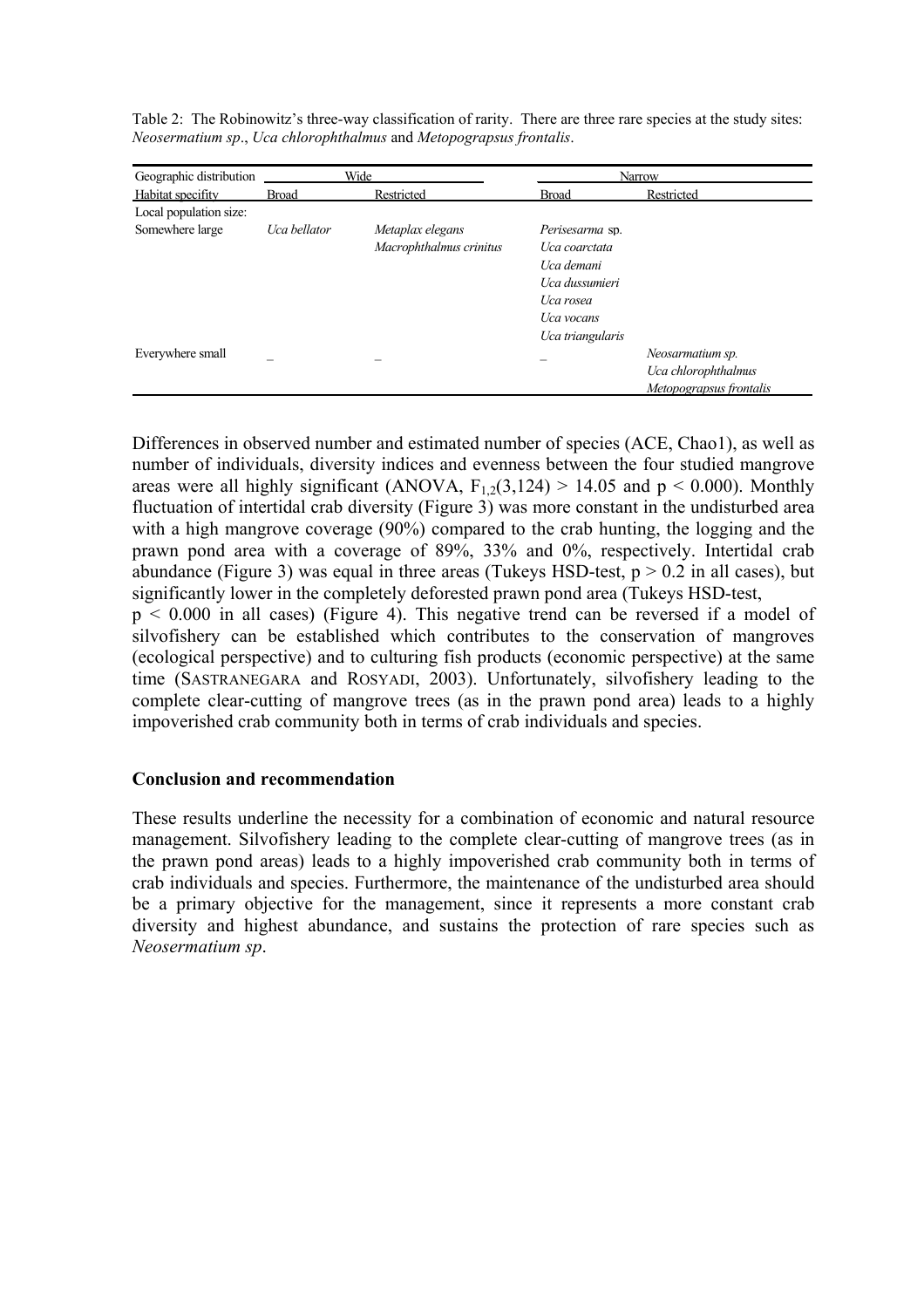Table 2: The Robinowitz's three-way classification of rarity. There are three rare species at the study sites: *Neosermatium sp*., *Uca chlorophthalmus* and *Metopograpsus frontalis*.

| Geographic distribution | Wide | | Narrow | |
|---|---|---|---|---|
| Habitat specifity | Broad | Restricted | Broad | Restricted |
| Local population size: | | | | |
| Somewhere large | *Uca bellator* | *Metaplax elegans*<br>*Macrophthalmus crinitus* | *Perisesarma* sp.<br>*Uca coarctata*<br>*Uca demani*<br>*Uca dussumieri*<br>*Uca rosea*<br>*Uca vocans*<br>*Uca triangularis* | |
| Everywhere small | – | – | – | *Neosarmatium sp.*<br>*Uca chlorophthalmus*<br>*Metopograpsus frontalis* |

Differences in observed number and estimated number of species (ACE, Chao1), as well as number of individuals, diversity indices and evenness between the four studied mangrove areas were all highly significant (ANOVA, $F_{1,2}(3,124) > 14.05$ and $p < 0.000$). Monthly fluctuation of intertidal crab diversity (Figure 3) was more constant in the undisturbed area with a high mangrove coverage (90%) compared to the crab hunting, the logging and the prawn pond area with a coverage of 89%, 33% and 0%, respectively. Intertidal crab abundance (Figure 3) was equal in three areas (Tukeys HSD-test, $p > 0.2$ in all cases), but significantly lower in the completely deforested prawn pond area (Tukeys HSD-test, $p < 0.000$ in all cases) (Figure 4). This negative trend can be reversed if a model of silvofishery can be established which contributes to the conservation of mangroves (ecological perspective) and to culturing fish products (economic perspective) at the same time (SASTRANEGARA and ROSYADI, 2003). Unfortunately, silvofishery leading to the complete clear-cutting of mangrove trees (as in the prawn pond area) leads to a highly impoverished crab community both in terms of crab individuals and species.

## Conclusion and recommendation

These results underline the necessity for a combination of economic and natural resource management. Silvofishery leading to the complete clear-cutting of mangrove trees (as in the prawn pond areas) leads to a highly impoverished crab community both in terms of crab individuals and species. Furthermore, the maintenance of the undisturbed area should be a primary objective for the management, since it represents a more constant crab diversity and highest abundance, and sustains the protection of rare species such as *Neosermatium sp*.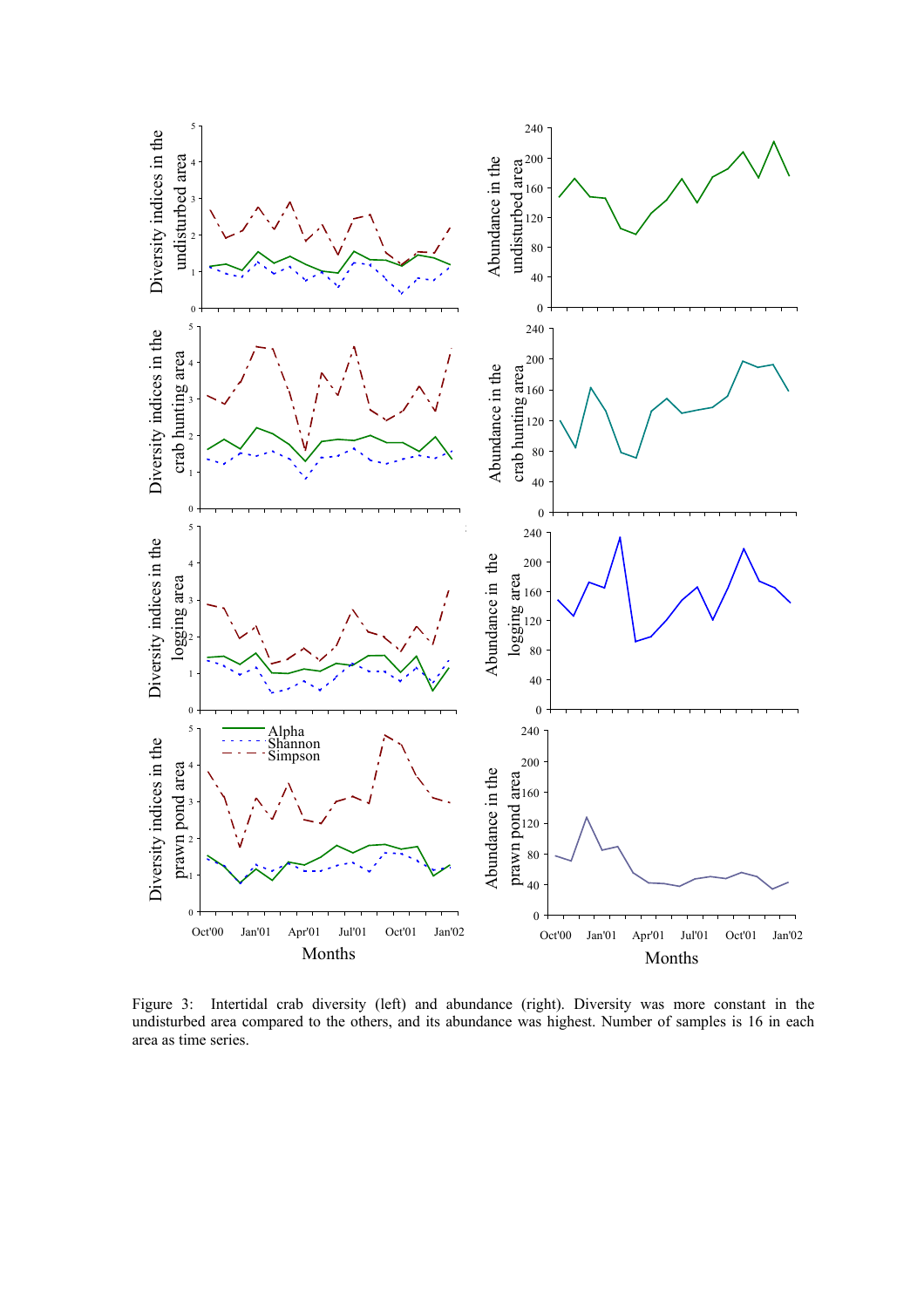Figure 3: Intertidal crab diversity (left) and abundance (right). Diversity was more constant in the undisturbed area compared to the others, and its abundance was highest. Number of samples is 16 in each area as time series.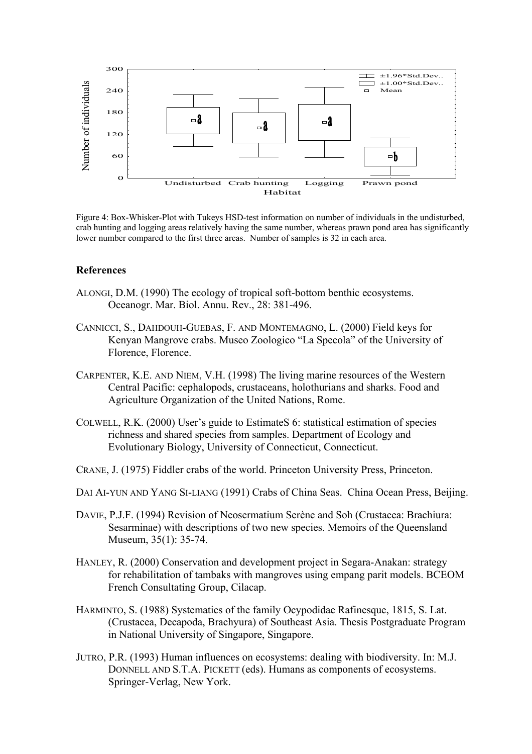Figure 4: Box-Whisker-Plot with Tukeys HSD-test information on number of individuals in the undisturbed, crab hunting and logging areas relatively having the same number, whereas prawn pond area has significantly lower number compared to the first three areas. Number of samples is 32 in each area.

## References

ALONGI, D.M. (1990) The ecology of tropical soft-bottom benthic ecosystems. Oceanogr. Mar. Biol. Annu. Rev., 28: 381-496.

CANNICCI, S., DAHDOUH-GUEBAS, F. AND MONTEMAGNO, L. (2000) Field keys for Kenyan Mangrove crabs. Museo Zoologico "La Specola" of the University of Florence, Florence.

CARPENTER, K.E. AND NIEM, V.H. (1998) The living marine resources of the Western Central Pacific: cephalopods, crustaceans, holothurians and sharks. Food and Agriculture Organization of the United Nations, Rome.

COLWELL, R.K. (2000) User's guide to EstimateS 6: statistical estimation of species richness and shared species from samples. Department of Ecology and Evolutionary Biology, University of Connecticut, Connecticut.

CRANE, J. (1975) Fiddler crabs of the world. Princeton University Press, Princeton.

DAI AI-YUN AND YANG SI-LIANG (1991) Crabs of China Seas. China Ocean Press, Beijing.

DAVIE, P.J.F. (1994) Revision of Neosermatium Serène and Soh (Crustacea: Brachiura: Sesarminae) with descriptions of two new species. Memoirs of the Queensland Museum, 35(1): 35-74.

HANLEY, R. (2000) Conservation and development project in Segara-Anakan: strategy for rehabilitation of tambaks with mangroves using empang parit models. BCEOM French Consultating Group, Cilacap.

HARMINTO, S. (1988) Systematics of the family Ocypodidae Rafinesque, 1815, S. Lat. (Crustacea, Decapoda, Brachyura) of Southeast Asia. Thesis Postgraduate Program in National University of Singapore, Singapore.

JUTRO, P.R. (1993) Human influences on ecosystems: dealing with biodiversity. In: M.J. DONNELL AND S.T.A. PICKETT (eds). Humans as components of ecosystems. Springer-Verlag, New York.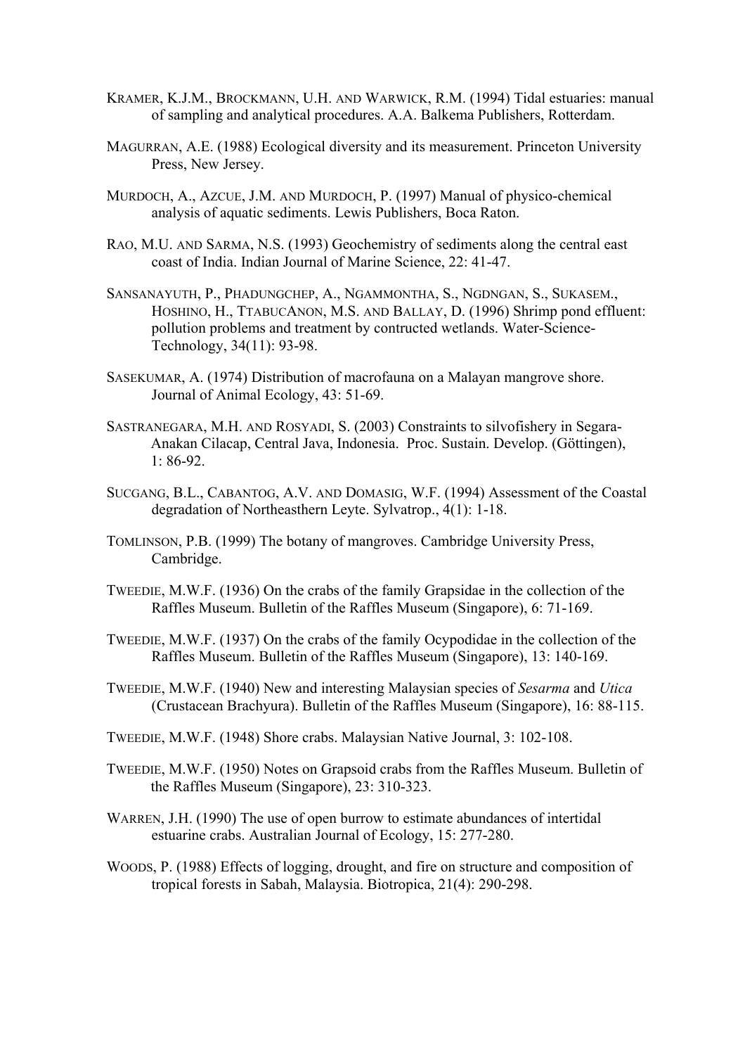KRAMER, K.J.M., BROCKMANN, U.H. AND WARWICK, R.M. (1994) Tidal estuaries: manual of sampling and analytical procedures. A.A. Balkema Publishers, Rotterdam.

MAGURRAN, A.E. (1988) Ecological diversity and its measurement. Princeton University Press, New Jersey.

MURDOCH, A., AZCUE, J.M. AND MURDOCH, P. (1997) Manual of physico-chemical analysis of aquatic sediments. Lewis Publishers, Boca Raton.

RAO, M.U. AND SARMA, N.S. (1993) Geochemistry of sediments along the central east coast of India. Indian Journal of Marine Science, 22: 41-47.

SANSANAYUTH, P., PHADUNGCHEP, A., NGAMMONTHA, S., NGDNGAN, S., SUKASEM., HOSHINO, H., TTABUCANON, M.S. AND BALLAY, D. (1996) Shrimp pond effluent: pollution problems and treatment by contructed wetlands. Water-Science-Technology, 34(11): 93-98.

SASEKUMAR, A. (1974) Distribution of macrofauna on a Malayan mangrove shore. Journal of Animal Ecology, 43: 51-69.

SASTRANEGARA, M.H. AND ROSYADI, S. (2003) Constraints to silvofishery in Segara-Anakan Cilacap, Central Java, Indonesia. Proc. Sustain. Develop. (Göttingen), 1: 86-92.

SUCGANG, B.L., CABANTOG, A.V. AND DOMASIG, W.F. (1994) Assessment of the Coastal degradation of Northeasthern Leyte. Sylvatrop., 4(1): 1-18.

TOMLINSON, P.B. (1999) The botany of mangroves. Cambridge University Press, Cambridge.

TWEEDIE, M.W.F. (1936) On the crabs of the family Grapsidae in the collection of the Raffles Museum. Bulletin of the Raffles Museum (Singapore), 6: 71-169.

TWEEDIE, M.W.F. (1937) On the crabs of the family Ocypodidae in the collection of the Raffles Museum. Bulletin of the Raffles Museum (Singapore), 13: 140-169.

TWEEDIE, M.W.F. (1940) New and interesting Malaysian species of *Sesarma* and *Utica* (Crustacean Brachyura). Bulletin of the Raffles Museum (Singapore), 16: 88-115.

TWEEDIE, M.W.F. (1948) Shore crabs. Malaysian Native Journal, 3: 102-108.

TWEEDIE, M.W.F. (1950) Notes on Grapsoid crabs from the Raffles Museum. Bulletin of the Raffles Museum (Singapore), 23: 310-323.

WARREN, J.H. (1990) The use of open burrow to estimate abundances of intertidal estuarine crabs. Australian Journal of Ecology, 15: 277-280.

WOODS, P. (1988) Effects of logging, drought, and fire on structure and composition of tropical forests in Sabah, Malaysia. Biotropica, 21(4): 290-298.